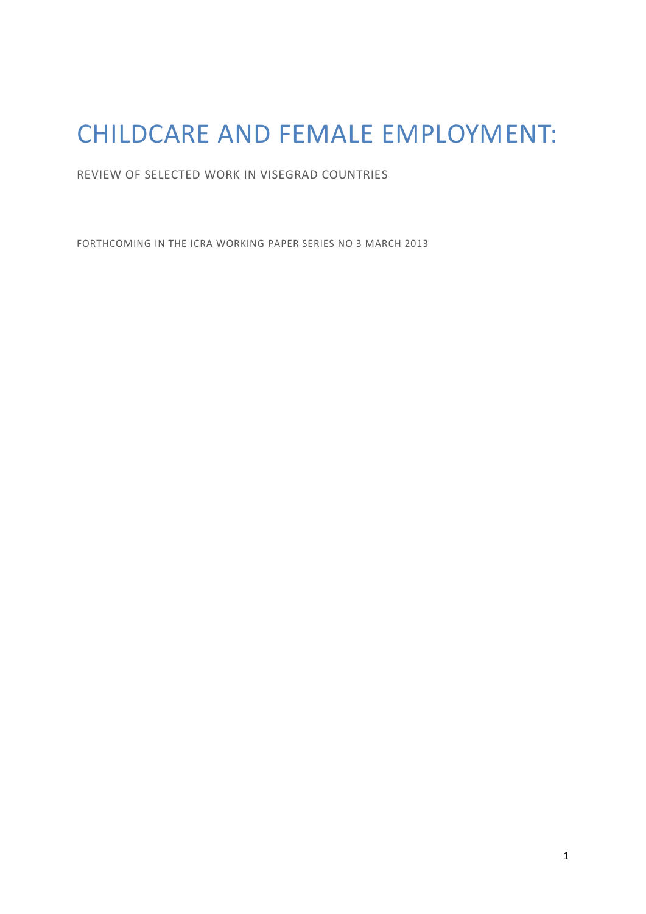# CHILDCARE AND FEMALE EMPLOYMENT:

REVIEW OF SELECTED WORK IN VISEGRAD COUNTRIES

FORTHCOMING IN THE ICRA WORKING PAPER SERIES NO 3 MARCH 2013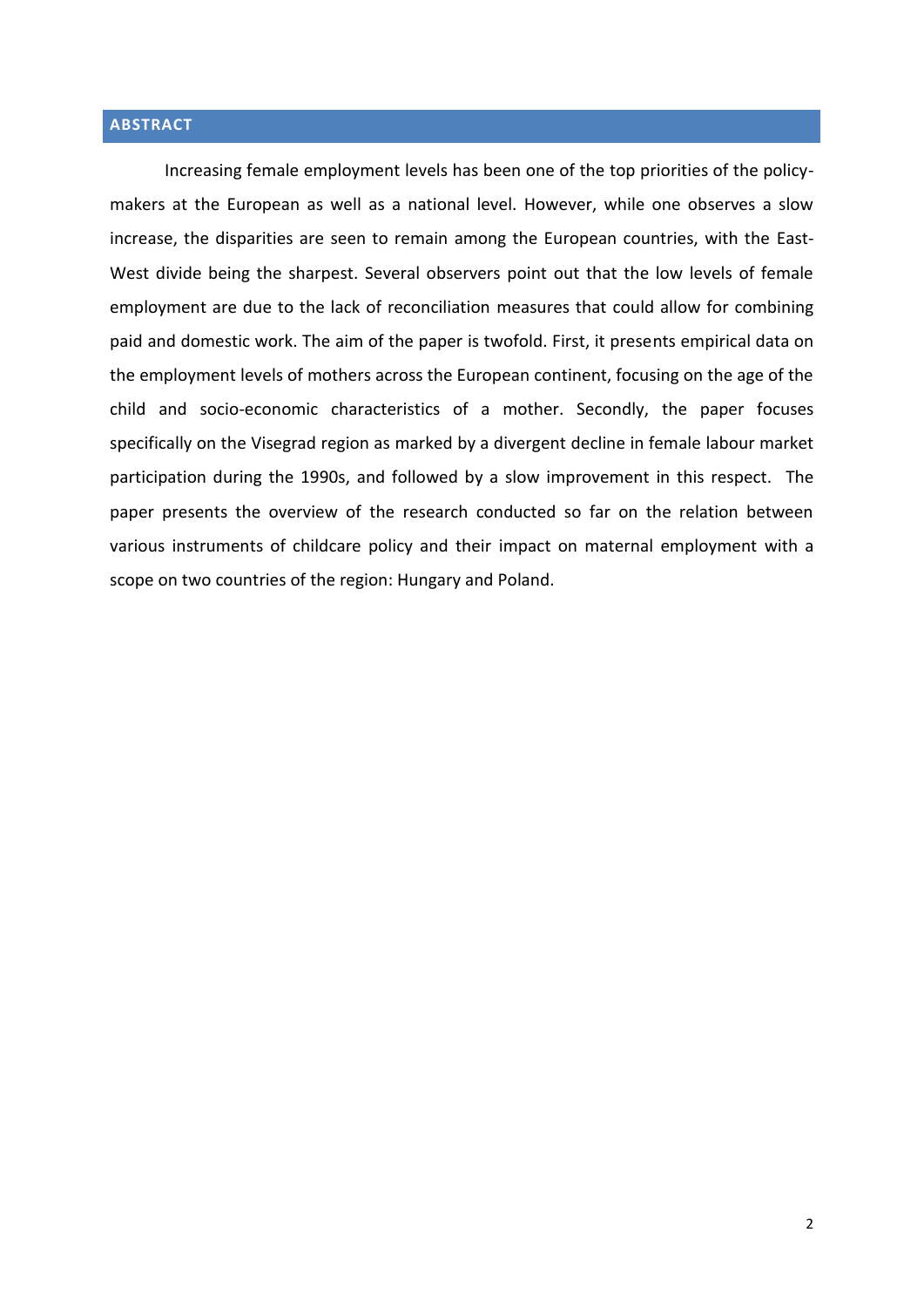## ABSTRACT

Increasing female employment levels has been one of the top priorities of the policy-makers at the European as well as a national level. However, while one observes a slow increase, the disparities are seen to remain among the European countries, with the East-West divide being the sharpest. Several observers point out that the low levels of female employment are due to the lack of reconciliation measures that could allow for combining paid and domestic work. The aim of the paper is twofold. First, it presents empirical data on the employment levels of mothers across the European continent, focusing on the age of the child and socio-economic characteristics of a mother. Secondly, the paper focuses specifically on the Visegrad region as marked by a divergent decline in female labour market participation during the 1990s, and followed by a slow improvement in this respect. The paper presents the overview of the research conducted so far on the relation between various instruments of childcare policy and their impact on maternal employment with a scope on two countries of the region: Hungary and Poland.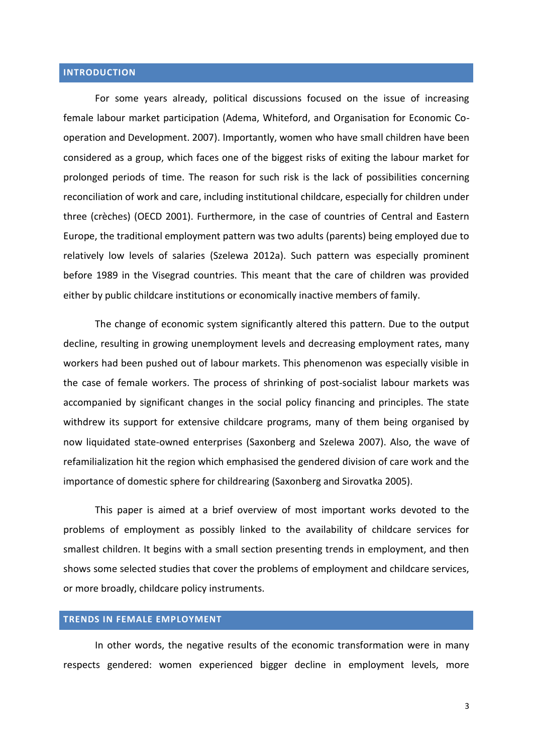## INTRODUCTION

For some years already, political discussions focused on the issue of increasing female labour market participation (Adema, Whiteford, and Organisation for Economic Co-operation and Development. 2007). Importantly, women who have small children have been considered as a group, which faces one of the biggest risks of exiting the labour market for prolonged periods of time. The reason for such risk is the lack of possibilities concerning reconciliation of work and care, including institutional childcare, especially for children under three (crèches) (OECD 2001). Furthermore, in the case of countries of Central and Eastern Europe, the traditional employment pattern was two adults (parents) being employed due to relatively low levels of salaries (Szelewa 2012a). Such pattern was especially prominent before 1989 in the Visegrad countries. This meant that the care of children was provided either by public childcare institutions or economically inactive members of family.

The change of economic system significantly altered this pattern. Due to the output decline, resulting in growing unemployment levels and decreasing employment rates, many workers had been pushed out of labour markets. This phenomenon was especially visible in the case of female workers. The process of shrinking of post-socialist labour markets was accompanied by significant changes in the social policy financing and principles. The state withdrew its support for extensive childcare programs, many of them being organised by now liquidated state-owned enterprises (Saxonberg and Szelewa 2007). Also, the wave of refamilialization hit the region which emphasised the gendered division of care work and the importance of domestic sphere for childrearing (Saxonberg and Sirovatka 2005).

This paper is aimed at a brief overview of most important works devoted to the problems of employment as possibly linked to the availability of childcare services for smallest children. It begins with a small section presenting trends in employment, and then shows some selected studies that cover the problems of employment and childcare services, or more broadly, childcare policy instruments.

## TRENDS IN FEMALE EMPLOYMENT

In other words, the negative results of the economic transformation were in many respects gendered: women experienced bigger decline in employment levels, more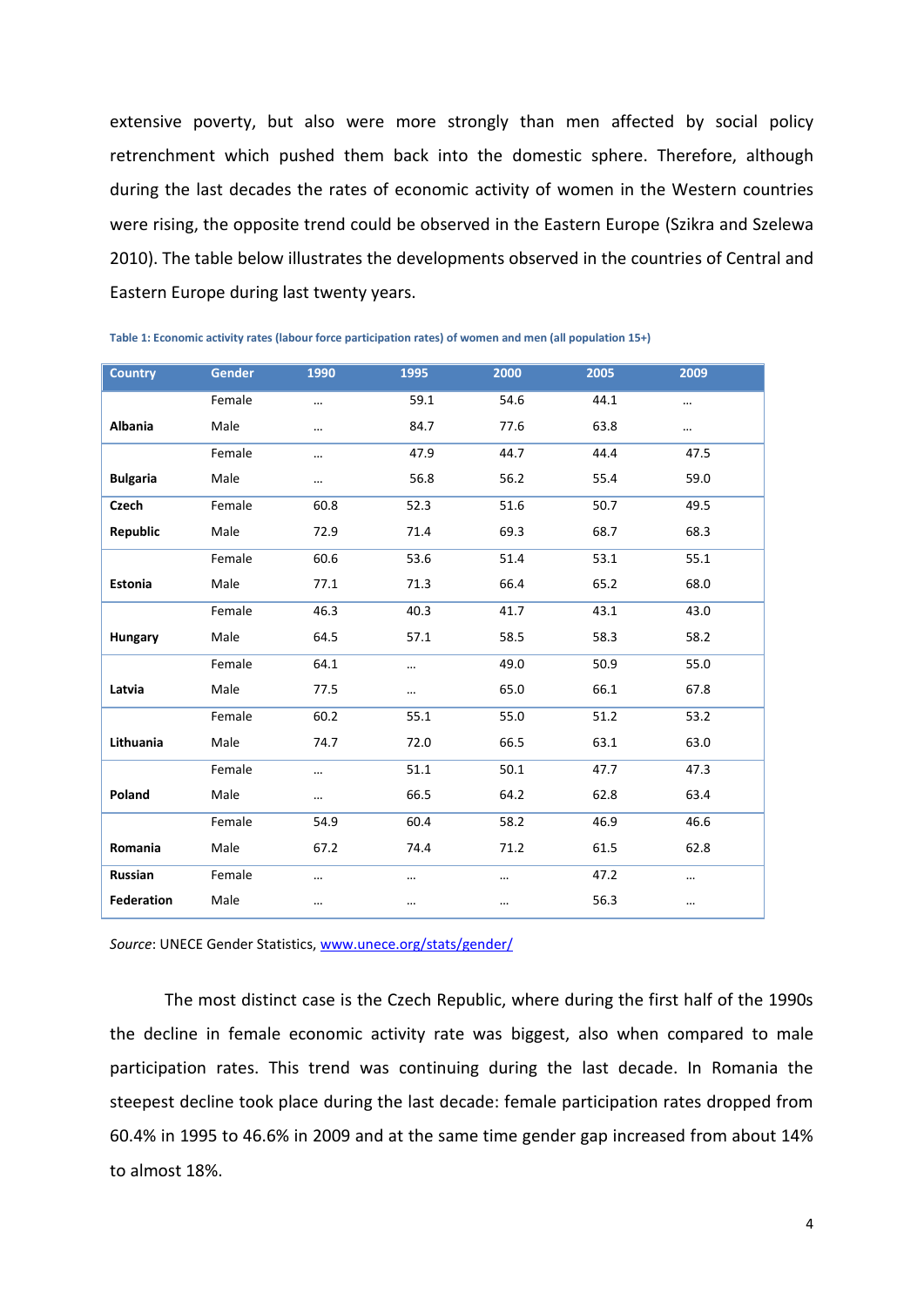extensive poverty, but also were more strongly than men affected by social policy retrenchment which pushed them back into the domestic sphere. Therefore, although during the last decades the rates of economic activity of women in the Western countries were rising, the opposite trend could be observed in the Eastern Europe (Szikra and Szelewa 2010). The table below illustrates the developments observed in the countries of Central and Eastern Europe during last twenty years.

**Table 1: Economic activity rates (labour force participation rates) of women and men (all population 15+)**

| Country | Gender | 1990 | 1995 | 2000 | 2005 | 2009 |
|---|---|---|---|---|---|---|
| Albania | Female | … | 59.1 | 54.6 | 44.1 | … |
| | Male | … | 84.7 | 77.6 | 63.8 | … |
| Bulgaria | Female | … | 47.9 | 44.7 | 44.4 | 47.5 |
| | Male | … | 56.8 | 56.2 | 55.4 | 59.0 |
| Czech Republic | Female | 60.8 | 52.3 | 51.6 | 50.7 | 49.5 |
| | Male | 72.9 | 71.4 | 69.3 | 68.7 | 68.3 |
| Estonia | Female | 60.6 | 53.6 | 51.4 | 53.1 | 55.1 |
| | Male | 77.1 | 71.3 | 66.4 | 65.2 | 68.0 |
| Hungary | Female | 46.3 | 40.3 | 41.7 | 43.1 | 43.0 |
| | Male | 64.5 | 57.1 | 58.5 | 58.3 | 58.2 |
| Latvia | Female | 64.1 | … | 49.0 | 50.9 | 55.0 |
| | Male | 77.5 | … | 65.0 | 66.1 | 67.8 |
| Lithuania | Female | 60.2 | 55.1 | 55.0 | 51.2 | 53.2 |
| | Male | 74.7 | 72.0 | 66.5 | 63.1 | 63.0 |
| Poland | Female | … | 51.1 | 50.1 | 47.7 | 47.3 |
| | Male | … | 66.5 | 64.2 | 62.8 | 63.4 |
| Romania | Female | 54.9 | 60.4 | 58.2 | 46.9 | 46.6 |
| | Male | 67.2 | 74.4 | 71.2 | 61.5 | 62.8 |
| Russian Federation | Female | … | … | … | 47.2 | … |
| | Male | … | … | … | 56.3 | … |

*Source*: UNECE Gender Statistics, www.unece.org/stats/gender/

The most distinct case is the Czech Republic, where during the first half of the 1990s the decline in female economic activity rate was biggest, also when compared to male participation rates. This trend was continuing during the last decade. In Romania the steepest decline took place during the last decade: female participation rates dropped from 60.4% in 1995 to 46.6% in 2009 and at the same time gender gap increased from about 14% to almost 18%.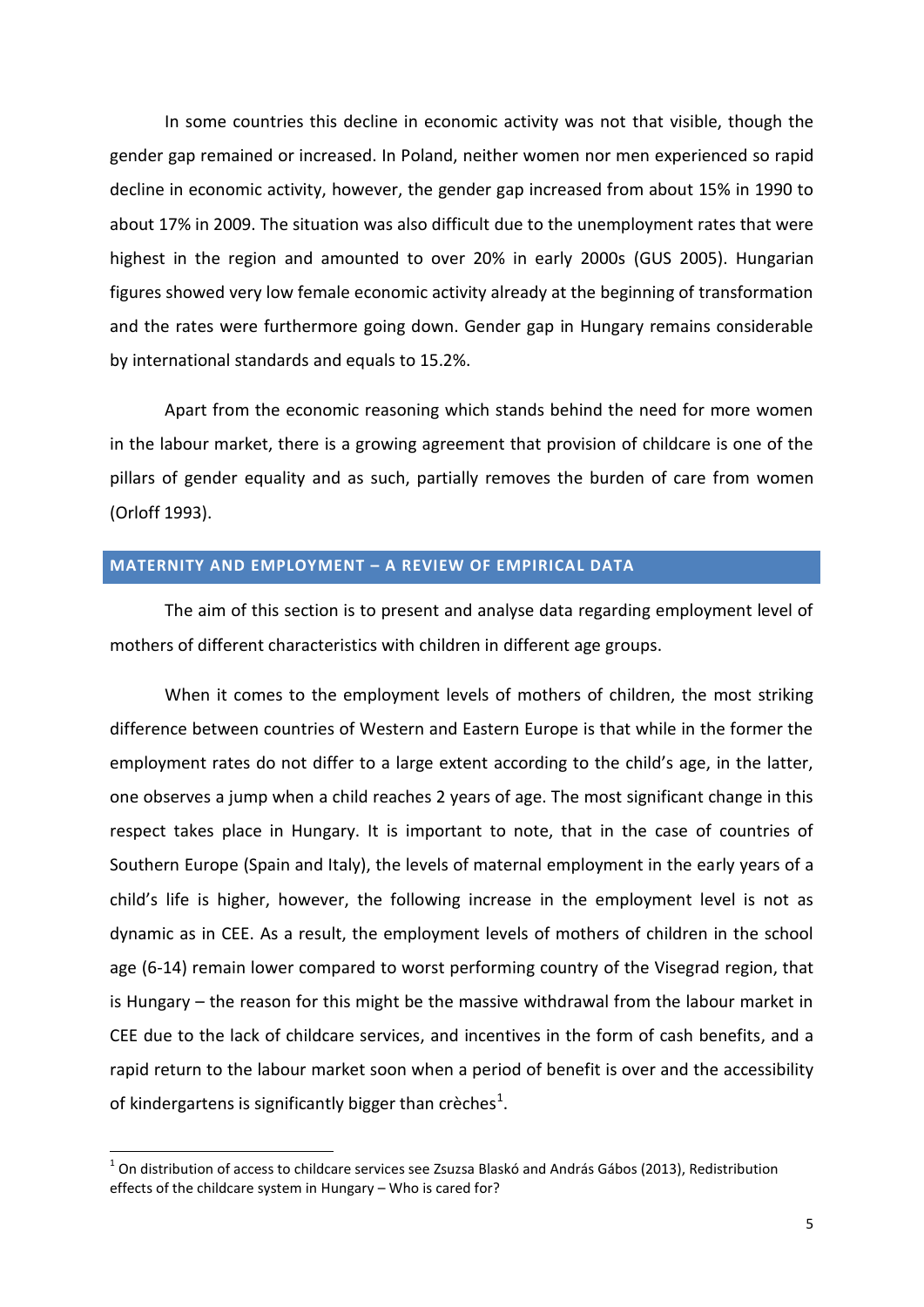In some countries this decline in economic activity was not that visible, though the gender gap remained or increased. In Poland, neither women nor men experienced so rapid decline in economic activity, however, the gender gap increased from about 15% in 1990 to about 17% in 2009. The situation was also difficult due to the unemployment rates that were highest in the region and amounted to over 20% in early 2000s (GUS 2005). Hungarian figures showed very low female economic activity already at the beginning of transformation and the rates were furthermore going down. Gender gap in Hungary remains considerable by international standards and equals to 15.2%.

Apart from the economic reasoning which stands behind the need for more women in the labour market, there is a growing agreement that provision of childcare is one of the pillars of gender equality and as such, partially removes the burden of care from women (Orloff 1993).

## MATERNITY AND EMPLOYMENT – A REVIEW OF EMPIRICAL DATA

The aim of this section is to present and analyse data regarding employment level of mothers of different characteristics with children in different age groups.

When it comes to the employment levels of mothers of children, the most striking difference between countries of Western and Eastern Europe is that while in the former the employment rates do not differ to a large extent according to the child's age, in the latter, one observes a jump when a child reaches 2 years of age. The most significant change in this respect takes place in Hungary. It is important to note, that in the case of countries of Southern Europe (Spain and Italy), the levels of maternal employment in the early years of a child's life is higher, however, the following increase in the employment level is not as dynamic as in CEE. As a result, the employment levels of mothers of children in the school age (6-14) remain lower compared to worst performing country of the Visegrad region, that is Hungary – the reason for this might be the massive withdrawal from the labour market in CEE due to the lack of childcare services, and incentives in the form of cash benefits, and a rapid return to the labour market soon when a period of benefit is over and the accessibility of kindergartens is significantly bigger than crèches[1].

[1] On distribution of access to childcare services see Zsuzsa Blaskó and András Gábos (2013), Redistribution effects of the childcare system in Hungary – Who is cared for?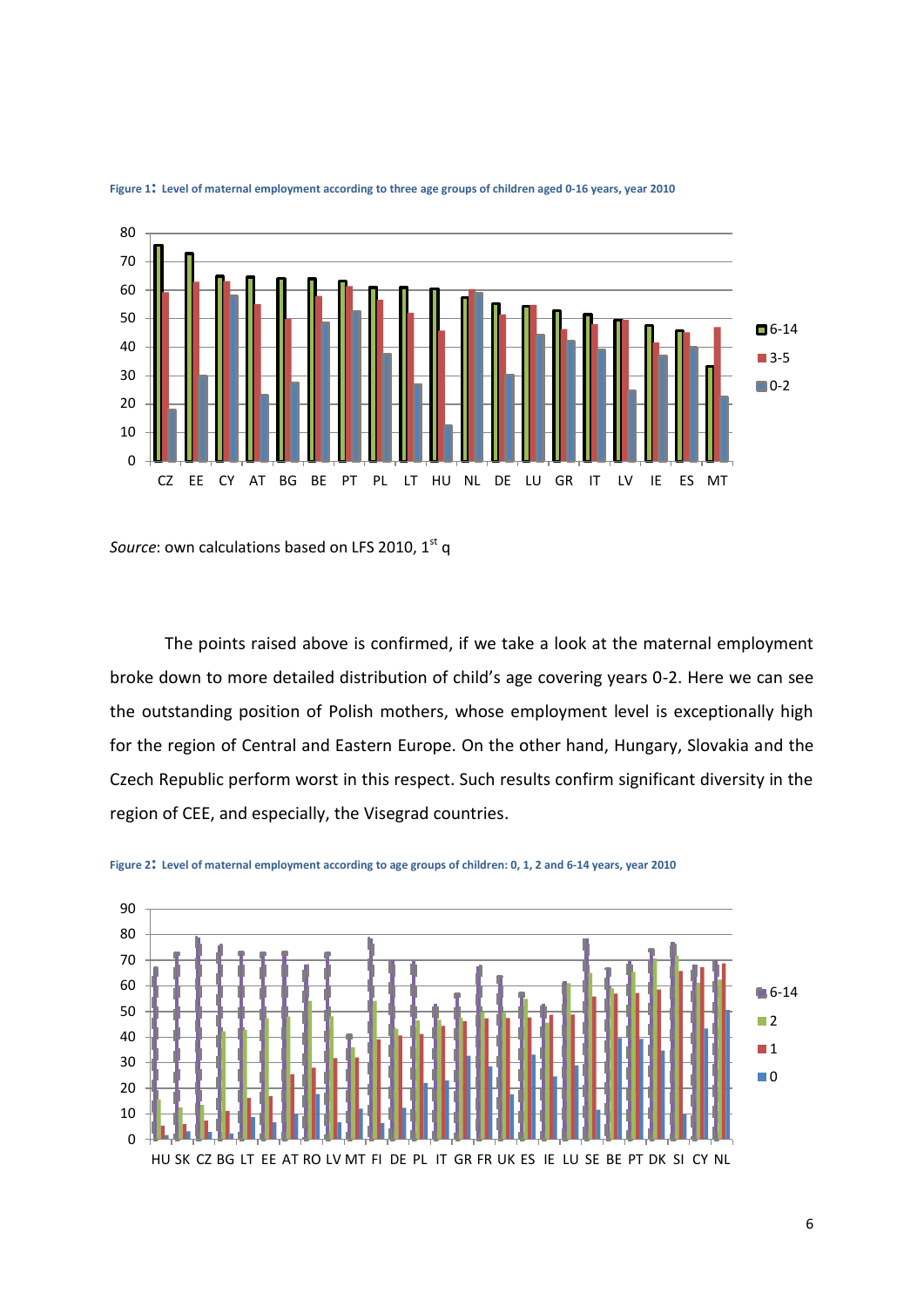**Figure 1: Level of maternal employment according to three age groups of children aged 0-16 years, year 2010**

*Source*: own calculations based on LFS 2010, 1st q

The points raised above is confirmed, if we take a look at the maternal employment broke down to more detailed distribution of child's age covering years 0-2. Here we can see the outstanding position of Polish mothers, whose employment level is exceptionally high for the region of Central and Eastern Europe. On the other hand, Hungary, Slovakia and the Czech Republic perform worst in this respect. Such results confirm significant diversity in the region of CEE, and especially, the Visegrad countries.

**Figure 2: Level of maternal employment according to age groups of children: 0, 1, 2 and 6-14 years, year 2010**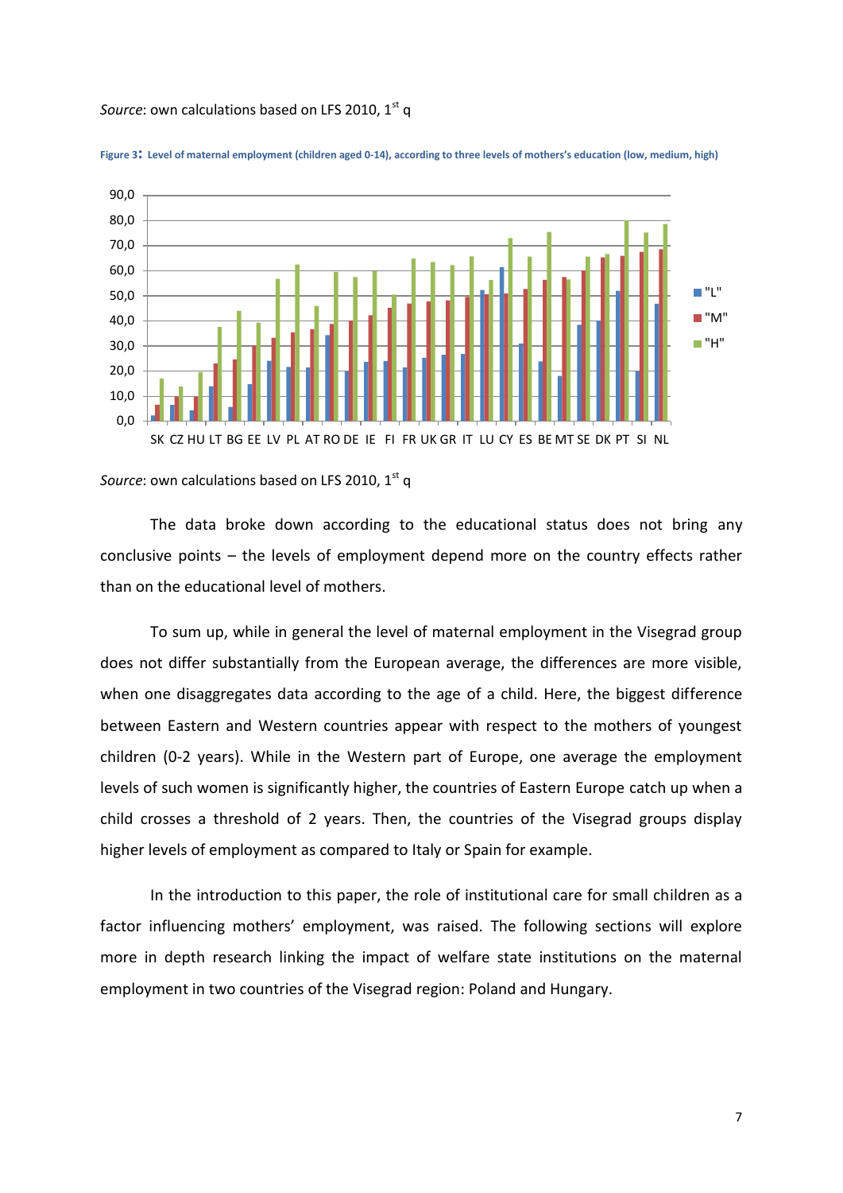*Source*: own calculations based on LFS 2010, 1st q

**Figure 3: Level of maternal employment (children aged 0-14), according to three levels of mothers's education (low, medium, high)**

*Source*: own calculations based on LFS 2010, 1st q

The data broke down according to the educational status does not bring any conclusive points – the levels of employment depend more on the country effects rather than on the educational level of mothers.

To sum up, while in general the level of maternal employment in the Visegrad group does not differ substantially from the European average, the differences are more visible, when one disaggregates data according to the age of a child. Here, the biggest difference between Eastern and Western countries appear with respect to the mothers of youngest children (0-2 years). While in the Western part of Europe, one average the employment levels of such women is significantly higher, the countries of Eastern Europe catch up when a child crosses a threshold of 2 years. Then, the countries of the Visegrad groups display higher levels of employment as compared to Italy or Spain for example.

In the introduction to this paper, the role of institutional care for small children as a factor influencing mothers' employment, was raised. The following sections will explore more in depth research linking the impact of welfare state institutions on the maternal employment in two countries of the Visegrad region: Poland and Hungary.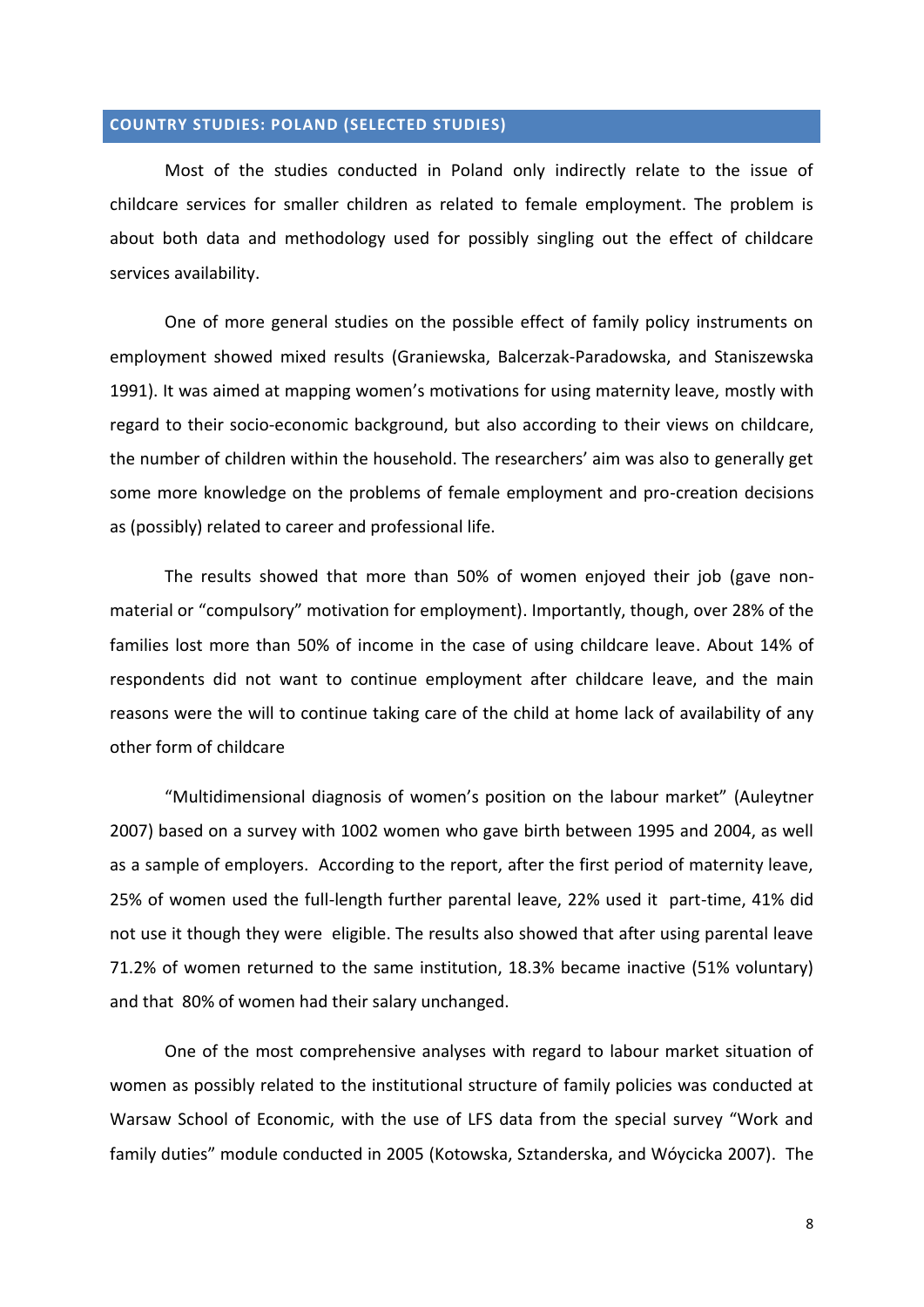## COUNTRY STUDIES: POLAND (SELECTED STUDIES)

Most of the studies conducted in Poland only indirectly relate to the issue of childcare services for smaller children as related to female employment. The problem is about both data and methodology used for possibly singling out the effect of childcare services availability.

One of more general studies on the possible effect of family policy instruments on employment showed mixed results (Graniewska, Balcerzak-Paradowska, and Staniszewska 1991). It was aimed at mapping women's motivations for using maternity leave, mostly with regard to their socio-economic background, but also according to their views on childcare, the number of children within the household. The researchers' aim was also to generally get some more knowledge on the problems of female employment and pro-creation decisions as (possibly) related to career and professional life.

The results showed that more than 50% of women enjoyed their job (gave non-material or "compulsory" motivation for employment). Importantly, though, over 28% of the families lost more than 50% of income in the case of using childcare leave. About 14% of respondents did not want to continue employment after childcare leave, and the main reasons were the will to continue taking care of the child at home lack of availability of any other form of childcare

"Multidimensional diagnosis of women's position on the labour market" (Auleytner 2007) based on a survey with 1002 women who gave birth between 1995 and 2004, as well as a sample of employers. According to the report, after the first period of maternity leave, 25% of women used the full-length further parental leave, 22% used it part-time, 41% did not use it though they were eligible. The results also showed that after using parental leave 71.2% of women returned to the same institution, 18.3% became inactive (51% voluntary) and that 80% of women had their salary unchanged.

One of the most comprehensive analyses with regard to labour market situation of women as possibly related to the institutional structure of family policies was conducted at Warsaw School of Economic, with the use of LFS data from the special survey "Work and family duties" module conducted in 2005 (Kotowska, Sztanderska, and Wóycicka 2007). The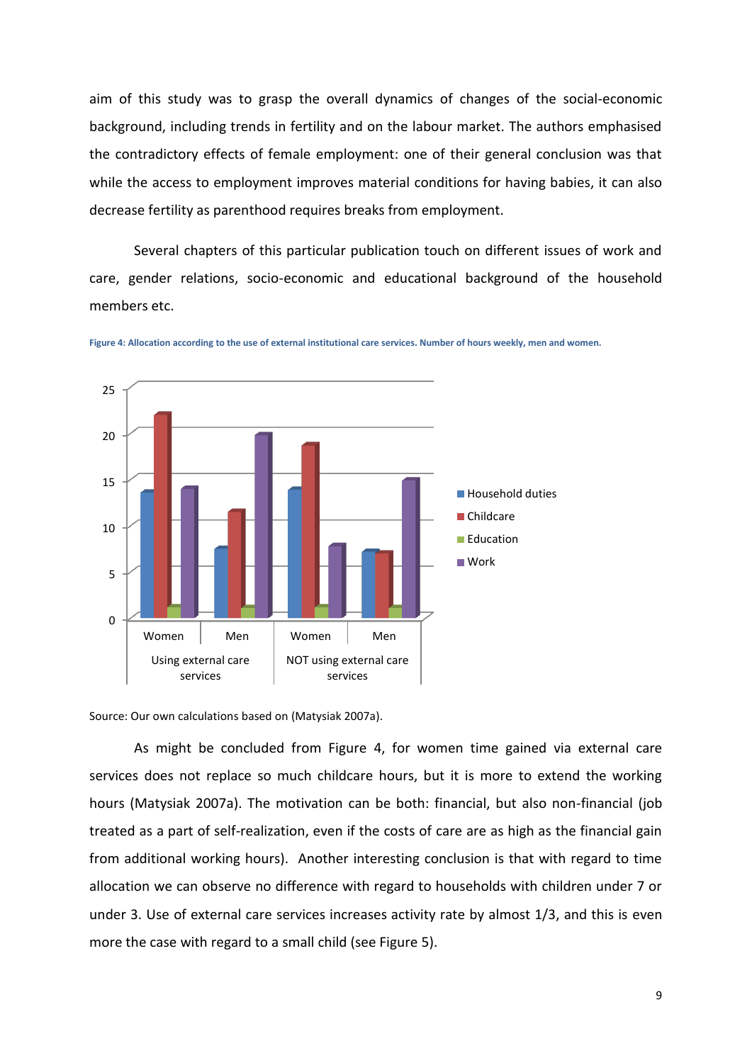aim of this study was to grasp the overall dynamics of changes of the social-economic background, including trends in fertility and on the labour market. The authors emphasised the contradictory effects of female employment: one of their general conclusion was that while the access to employment improves material conditions for having babies, it can also decrease fertility as parenthood requires breaks from employment.

Several chapters of this particular publication touch on different issues of work and care, gender relations, socio-economic and educational background of the household members etc.

**Figure 4: Allocation according to the use of external institutional care services. Number of hours weekly, men and women.**

Source: Our own calculations based on (Matysiak 2007a).

As might be concluded from Figure 4, for women time gained via external care services does not replace so much childcare hours, but it is more to extend the working hours (Matysiak 2007a). The motivation can be both: financial, but also non-financial (job treated as a part of self-realization, even if the costs of care are as high as the financial gain from additional working hours). Another interesting conclusion is that with regard to time allocation we can observe no difference with regard to households with children under 7 or under 3. Use of external care services increases activity rate by almost 1/3, and this is even more the case with regard to a small child (see Figure 5).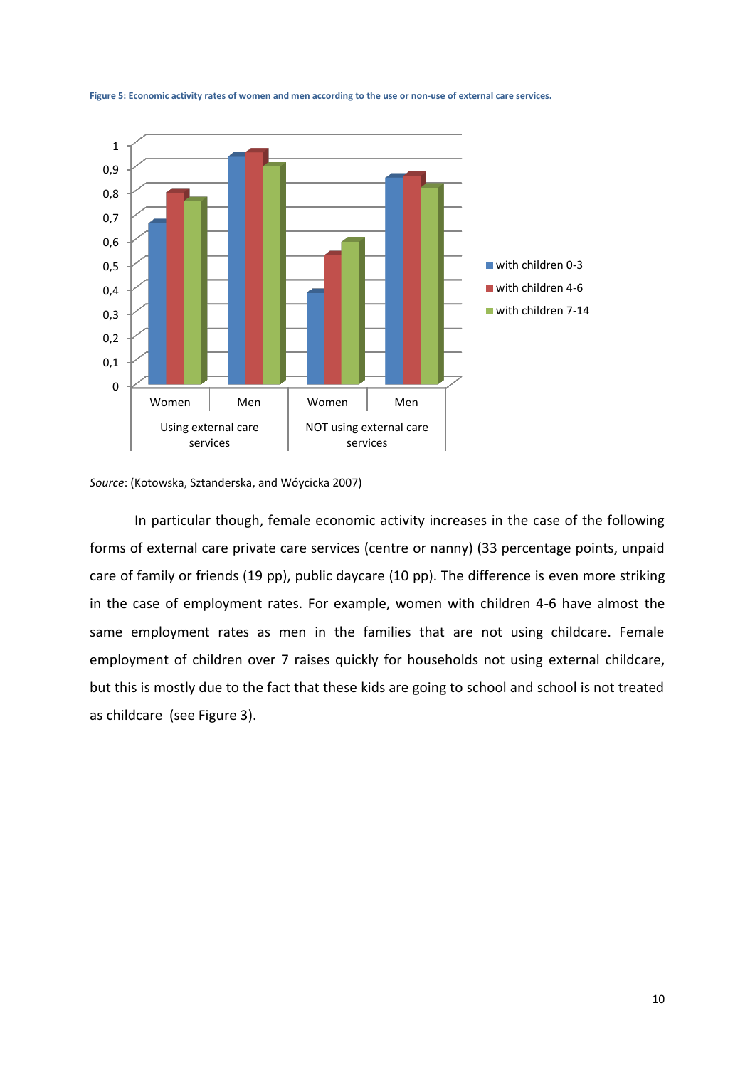**Figure 5: Economic activity rates of women and men according to the use or non-use of external care services.**

*Source*: (Kotowska, Sztanderska, and Wóycicka 2007)

In particular though, female economic activity increases in the case of the following forms of external care private care services (centre or nanny) (33 percentage points, unpaid care of family or friends (19 pp), public daycare (10 pp). The difference is even more striking in the case of employment rates. For example, women with children 4-6 have almost the same employment rates as men in the families that are not using childcare. Female employment of children over 7 raises quickly for households not using external childcare, but this is mostly due to the fact that these kids are going to school and school is not treated as childcare (see Figure 3).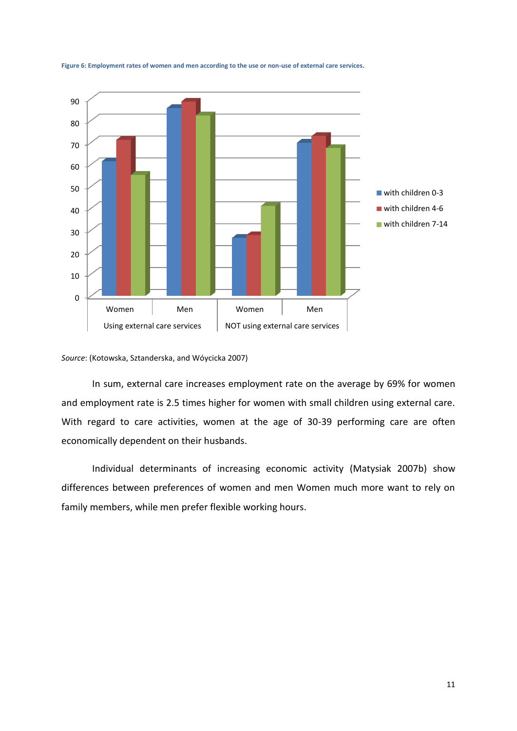**Figure 6: Employment rates of women and men according to the use or non-use of external care services.**

*Source*: (Kotowska, Sztanderska, and Wóycicka 2007)

In sum, external care increases employment rate on the average by 69% for women and employment rate is 2.5 times higher for women with small children using external care. With regard to care activities, women at the age of 30-39 performing care are often economically dependent on their husbands.

Individual determinants of increasing economic activity (Matysiak 2007b) show differences between preferences of women and men Women much more want to rely on family members, while men prefer flexible working hours.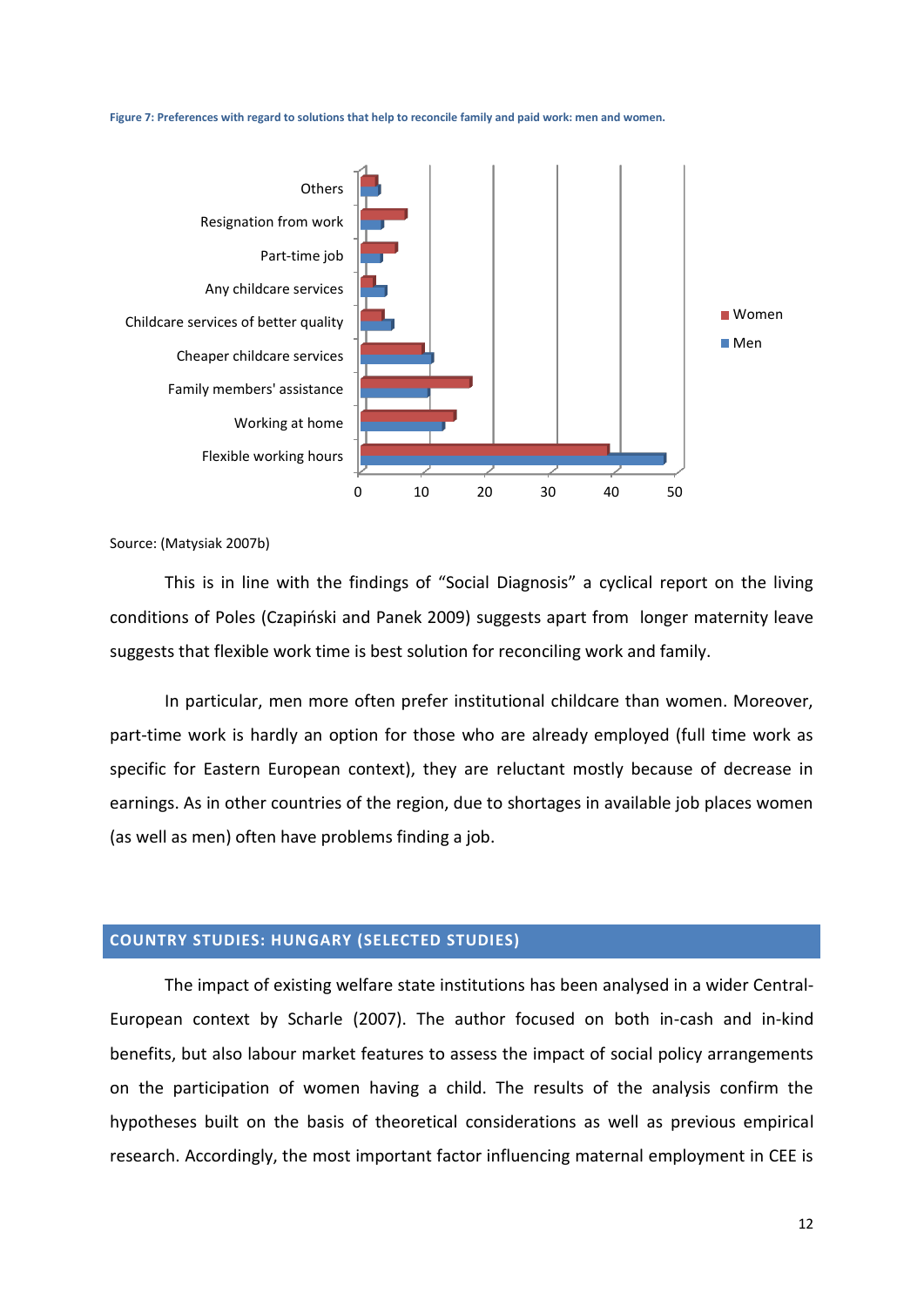**Figure 7: Preferences with regard to solutions that help to reconcile family and paid work: men and women.**

Source: (Matysiak 2007b)

This is in line with the findings of "Social Diagnosis" a cyclical report on the living conditions of Poles (Czapiński and Panek 2009) suggests apart from longer maternity leave suggests that flexible work time is best solution for reconciling work and family.

In particular, men more often prefer institutional childcare than women. Moreover, part-time work is hardly an option for those who are already employed (full time work as specific for Eastern European context), they are reluctant mostly because of decrease in earnings. As in other countries of the region, due to shortages in available job places women (as well as men) often have problems finding a job.

## COUNTRY STUDIES: HUNGARY (SELECTED STUDIES)

The impact of existing welfare state institutions has been analysed in a wider Central-European context by Scharle (2007). The author focused on both in-cash and in-kind benefits, but also labour market features to assess the impact of social policy arrangements on the participation of women having a child. The results of the analysis confirm the hypotheses built on the basis of theoretical considerations as well as previous empirical research. Accordingly, the most important factor influencing maternal employment in CEE is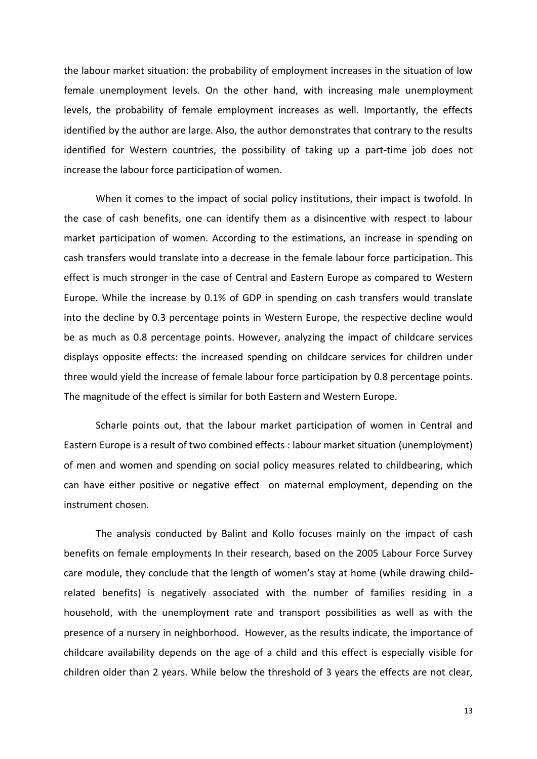the labour market situation: the probability of employment increases in the situation of low female unemployment levels. On the other hand, with increasing male unemployment levels, the probability of female employment increases as well. Importantly, the effects identified by the author are large. Also, the author demonstrates that contrary to the results identified for Western countries, the possibility of taking up a part-time job does not increase the labour force participation of women.

When it comes to the impact of social policy institutions, their impact is twofold. In the case of cash benefits, one can identify them as a disincentive with respect to labour market participation of women. According to the estimations, an increase in spending on cash transfers would translate into a decrease in the female labour force participation. This effect is much stronger in the case of Central and Eastern Europe as compared to Western Europe. While the increase by 0.1% of GDP in spending on cash transfers would translate into the decline by 0.3 percentage points in Western Europe, the respective decline would be as much as 0.8 percentage points. However, analyzing the impact of childcare services displays opposite effects: the increased spending on childcare services for children under three would yield the increase of female labour force participation by 0.8 percentage points. The magnitude of the effect is similar for both Eastern and Western Europe.

Scharle points out, that the labour market participation of women in Central and Eastern Europe is a result of two combined effects : labour market situation (unemployment) of men and women and spending on social policy measures related to childbearing, which can have either positive or negative effect on maternal employment, depending on the instrument chosen.

The analysis conducted by Balint and Kollo focuses mainly on the impact of cash benefits on female employments In their research, based on the 2005 Labour Force Survey care module, they conclude that the length of women's stay at home (while drawing child-related benefits) is negatively associated with the number of families residing in a household, with the unemployment rate and transport possibilities as well as with the presence of a nursery in neighborhood. However, as the results indicate, the importance of childcare availability depends on the age of a child and this effect is especially visible for children older than 2 years. While below the threshold of 3 years the effects are not clear,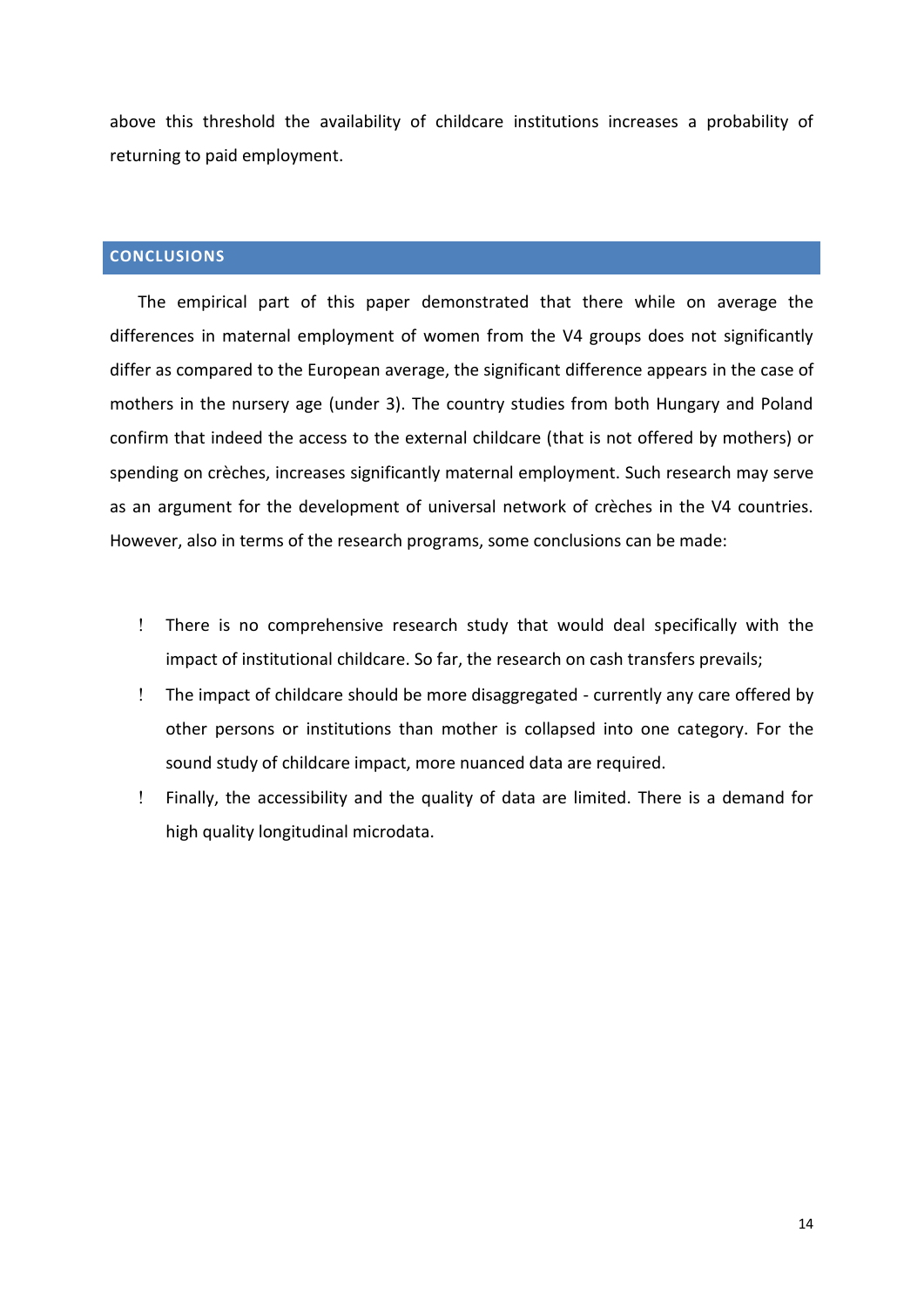above this threshold the availability of childcare institutions increases a probability of returning to paid employment.

## CONCLUSIONS

The empirical part of this paper demonstrated that there while on average the differences in maternal employment of women from the V4 groups does not significantly differ as compared to the European average, the significant difference appears in the case of mothers in the nursery age (under 3). The country studies from both Hungary and Poland confirm that indeed the access to the external childcare (that is not offered by mothers) or spending on crèches, increases significantly maternal employment. Such research may serve as an argument for the development of universal network of crèches in the V4 countries. However, also in terms of the research programs, some conclusions can be made:

- There is no comprehensive research study that would deal specifically with the impact of institutional childcare. So far, the research on cash transfers prevails;
- The impact of childcare should be more disaggregated - currently any care offered by other persons or institutions than mother is collapsed into one category. For the sound study of childcare impact, more nuanced data are required.
- Finally, the accessibility and the quality of data are limited. There is a demand for high quality longitudinal microdata.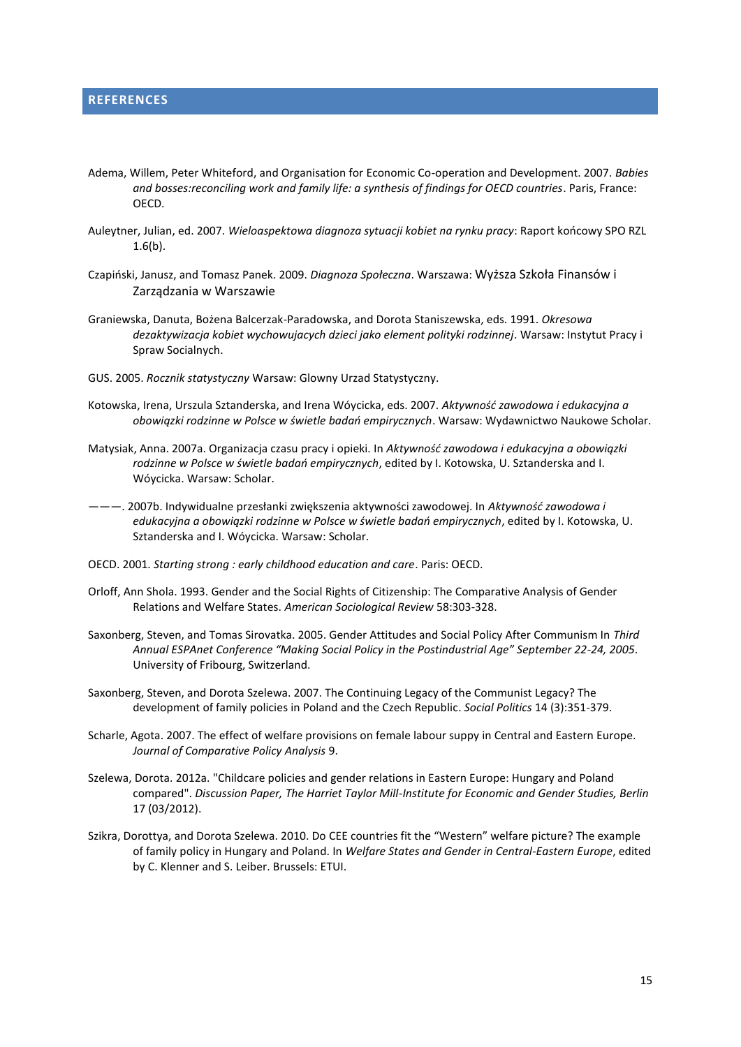## REFERENCES

Adema, Willem, Peter Whiteford, and Organisation for Economic Co-operation and Development. 2007. *Babies and bosses:reconciling work and family life: a synthesis of findings for OECD countries*. Paris, France: OECD.

Auleytner, Julian, ed. 2007. *Wieloaspektowa diagnoza sytuacji kobiet na rynku pracy*: Raport końcowy SPO RZL 1.6(b).

Czapiński, Janusz, and Tomasz Panek. 2009. *Diagnoza Społeczna*. Warszawa: Wyższa Szkoła Finansów i Zarządzania w Warszawie

Graniewska, Danuta, Bożena Balcerzak-Paradowska, and Dorota Staniszewska, eds. 1991. *Okresowa dezaktywizacja kobiet wychowujacych dzieci jako element polityki rodzinnej*. Warsaw: Instytut Pracy i Spraw Socialnych.

GUS. 2005. *Rocznik statystyczny* Warsaw: Glowny Urzad Statystyczny.

Kotowska, Irena, Urszula Sztanderska, and Irena Wóycicka, eds. 2007. *Aktywność zawodowa i edukacyjna a obowiązki rodzinne w Polsce w świetle badań empirycznych*. Warsaw: Wydawnictwo Naukowe Scholar.

Matysiak, Anna. 2007a. Organizacja czasu pracy i opieki. In *Aktywność zawodowa i edukacyjna a obowiązki rodzinne w Polsce w świetle badań empirycznych*, edited by I. Kotowska, U. Sztanderska and I. Wóycicka. Warsaw: Scholar.

———. 2007b. Indywidualne przesłanki zwiększenia aktywności zawodowej. In *Aktywność zawodowa i edukacyjna a obowiązki rodzinne w Polsce w świetle badań empirycznych*, edited by I. Kotowska, U. Sztanderska and I. Wóycicka. Warsaw: Scholar.

OECD. 2001. *Starting strong : early childhood education and care*. Paris: OECD.

Orloff, Ann Shola. 1993. Gender and the Social Rights of Citizenship: The Comparative Analysis of Gender Relations and Welfare States. *American Sociological Review* 58:303-328.

Saxonberg, Steven, and Tomas Sirovatka. 2005. Gender Attitudes and Social Policy After Communism In *Third Annual ESPAnet Conference "Making Social Policy in the Postindustrial Age" September 22-24, 2005*. University of Fribourg, Switzerland.

Saxonberg, Steven, and Dorota Szelewa. 2007. The Continuing Legacy of the Communist Legacy? The development of family policies in Poland and the Czech Republic. *Social Politics* 14 (3):351-379.

Scharle, Agota. 2007. The effect of welfare provisions on female labour suppy in Central and Eastern Europe. *Journal of Comparative Policy Analysis* 9.

Szelewa, Dorota. 2012a. "Childcare policies and gender relations in Eastern Europe: Hungary and Poland compared". *Discussion Paper, The Harriet Taylor Mill-Institute for Economic and Gender Studies, Berlin* 17 (03/2012).

Szikra, Dorottya, and Dorota Szelewa. 2010. Do CEE countries fit the "Western" welfare picture? The example of family policy in Hungary and Poland. In *Welfare States and Gender in Central-Eastern Europe*, edited by C. Klenner and S. Leiber. Brussels: ETUI.